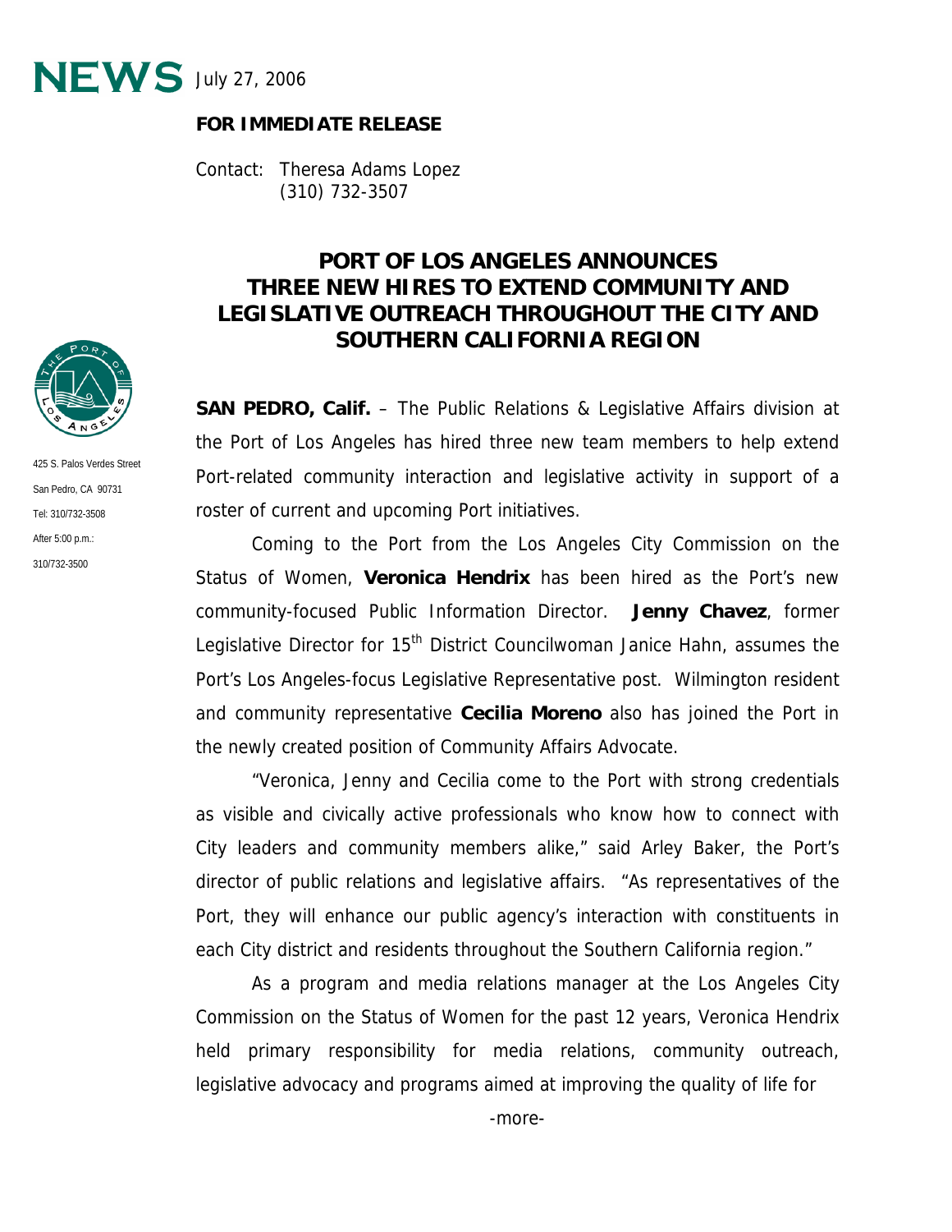**NEWS** July 27, 2006

**FOR IMMEDIATE RELEASE**

Contact: Theresa Adams Lopez
(310) 732-3507

425 S. Palos Verdes Street
San Pedro, CA 90731
Tel: 310/732-3508
After 5:00 p.m.:
310/732-3500

# PORT OF LOS ANGELES ANNOUNCES THREE NEW HIRES TO EXTEND COMMUNITY AND LEGISLATIVE OUTREACH THROUGHOUT THE CITY AND SOUTHERN CALIFORNIA REGION

**SAN PEDRO, Calif.** – The Public Relations & Legislative Affairs division at the Port of Los Angeles has hired three new team members to help extend Port-related community interaction and legislative activity in support of a roster of current and upcoming Port initiatives.

Coming to the Port from the Los Angeles City Commission on the Status of Women, **Veronica Hendrix** has been hired as the Port's new community-focused Public Information Director. **Jenny Chavez**, former Legislative Director for 15th District Councilwoman Janice Hahn, assumes the Port's Los Angeles-focus Legislative Representative post. Wilmington resident and community representative **Cecilia Moreno** also has joined the Port in the newly created position of Community Affairs Advocate.

"Veronica, Jenny and Cecilia come to the Port with strong credentials as visible and civically active professionals who know how to connect with City leaders and community members alike," said Arley Baker, the Port's director of public relations and legislative affairs. "As representatives of the Port, they will enhance our public agency's interaction with constituents in each City district and residents throughout the Southern California region."

As a program and media relations manager at the Los Angeles City Commission on the Status of Women for the past 12 years, Veronica Hendrix held primary responsibility for media relations, community outreach, legislative advocacy and programs aimed at improving the quality of life for

-more-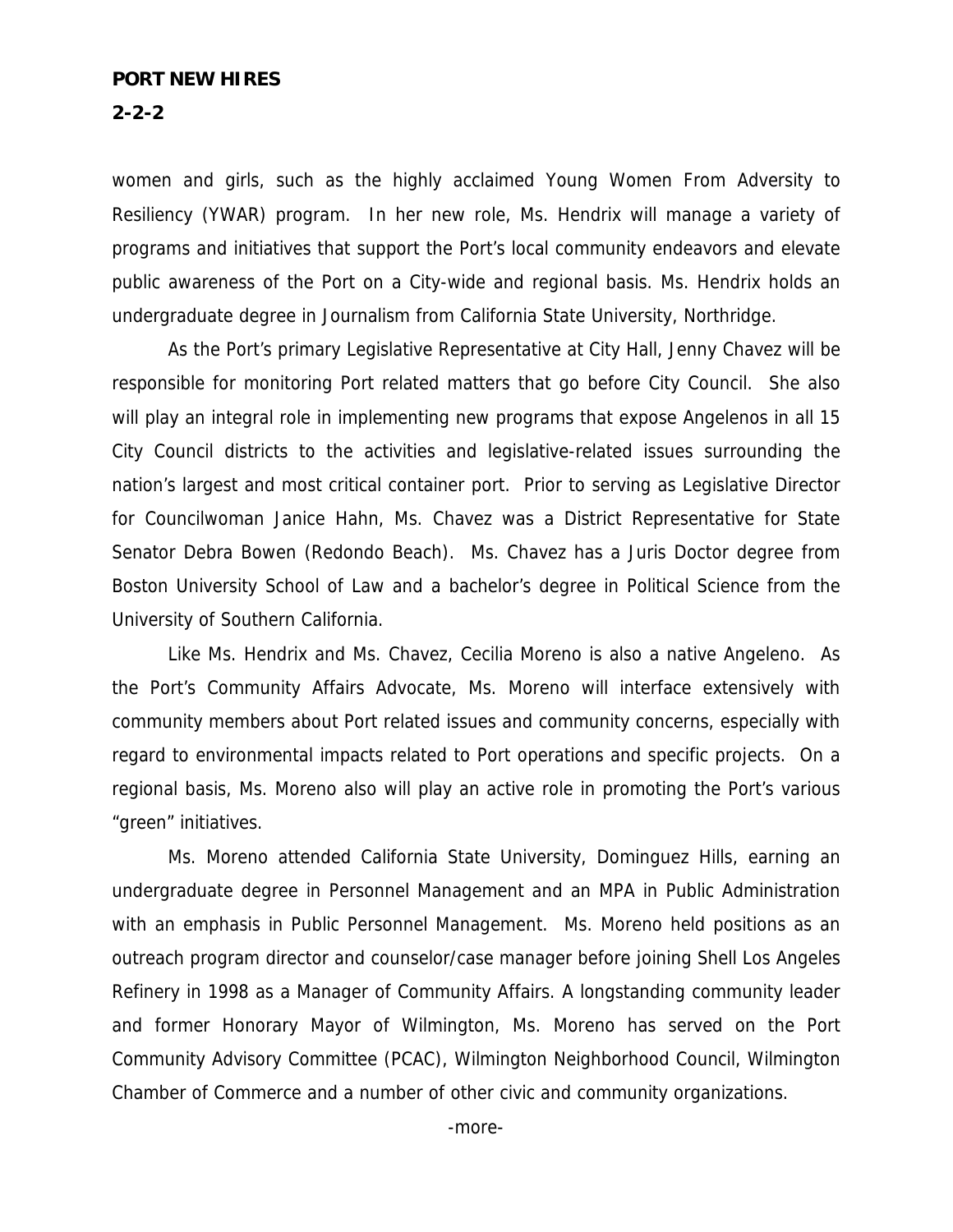women and girls, such as the highly acclaimed Young Women From Adversity to Resiliency (YWAR) program. In her new role, Ms. Hendrix will manage a variety of programs and initiatives that support the Port's local community endeavors and elevate public awareness of the Port on a City-wide and regional basis. Ms. Hendrix holds an undergraduate degree in Journalism from California State University, Northridge.

As the Port's primary Legislative Representative at City Hall, Jenny Chavez will be responsible for monitoring Port related matters that go before City Council. She also will play an integral role in implementing new programs that expose Angelenos in all 15 City Council districts to the activities and legislative-related issues surrounding the nation's largest and most critical container port. Prior to serving as Legislative Director for Councilwoman Janice Hahn, Ms. Chavez was a District Representative for State Senator Debra Bowen (Redondo Beach). Ms. Chavez has a Juris Doctor degree from Boston University School of Law and a bachelor's degree in Political Science from the University of Southern California.

Like Ms. Hendrix and Ms. Chavez, Cecilia Moreno is also a native Angeleno. As the Port's Community Affairs Advocate, Ms. Moreno will interface extensively with community members about Port related issues and community concerns, especially with regard to environmental impacts related to Port operations and specific projects. On a regional basis, Ms. Moreno also will play an active role in promoting the Port's various "green" initiatives.

Ms. Moreno attended California State University, Dominguez Hills, earning an undergraduate degree in Personnel Management and an MPA in Public Administration with an emphasis in Public Personnel Management. Ms. Moreno held positions as an outreach program director and counselor/case manager before joining Shell Los Angeles Refinery in 1998 as a Manager of Community Affairs. A longstanding community leader and former Honorary Mayor of Wilmington, Ms. Moreno has served on the Port Community Advisory Committee (PCAC), Wilmington Neighborhood Council, Wilmington Chamber of Commerce and a number of other civic and community organizations.

-more-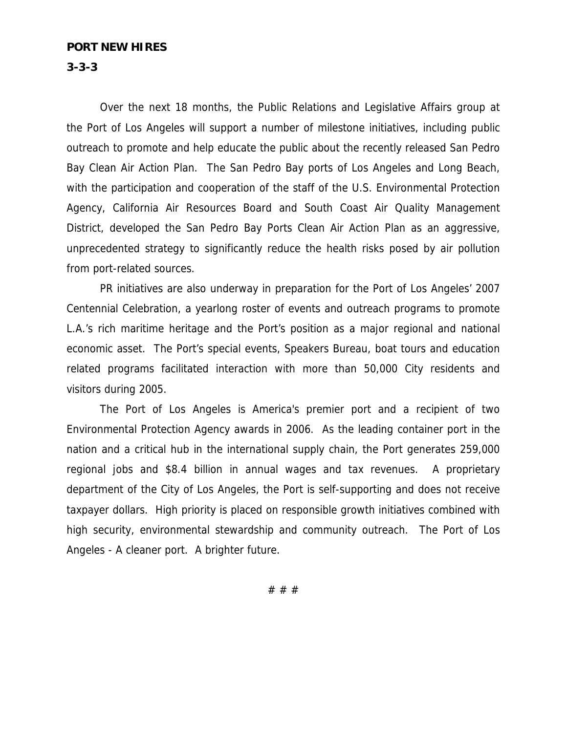**PORT NEW HIRES**

**3-3-3**

Over the next 18 months, the Public Relations and Legislative Affairs group at the Port of Los Angeles will support a number of milestone initiatives, including public outreach to promote and help educate the public about the recently released San Pedro Bay Clean Air Action Plan. The San Pedro Bay ports of Los Angeles and Long Beach, with the participation and cooperation of the staff of the U.S. Environmental Protection Agency, California Air Resources Board and South Coast Air Quality Management District, developed the San Pedro Bay Ports Clean Air Action Plan as an aggressive, unprecedented strategy to significantly reduce the health risks posed by air pollution from port-related sources.

PR initiatives are also underway in preparation for the Port of Los Angeles' 2007 Centennial Celebration, a yearlong roster of events and outreach programs to promote L.A.'s rich maritime heritage and the Port's position as a major regional and national economic asset. The Port's special events, Speakers Bureau, boat tours and education related programs facilitated interaction with more than 50,000 City residents and visitors during 2005.

The Port of Los Angeles is America's premier port and a recipient of two Environmental Protection Agency awards in 2006. As the leading container port in the nation and a critical hub in the international supply chain, the Port generates 259,000 regional jobs and $8.4 billion in annual wages and tax revenues. A proprietary department of the City of Los Angeles, the Port is self-supporting and does not receive taxpayer dollars. High priority is placed on responsible growth initiatives combined with high security, environmental stewardship and community outreach. The Port of Los Angeles - A cleaner port. A brighter future.

# # #